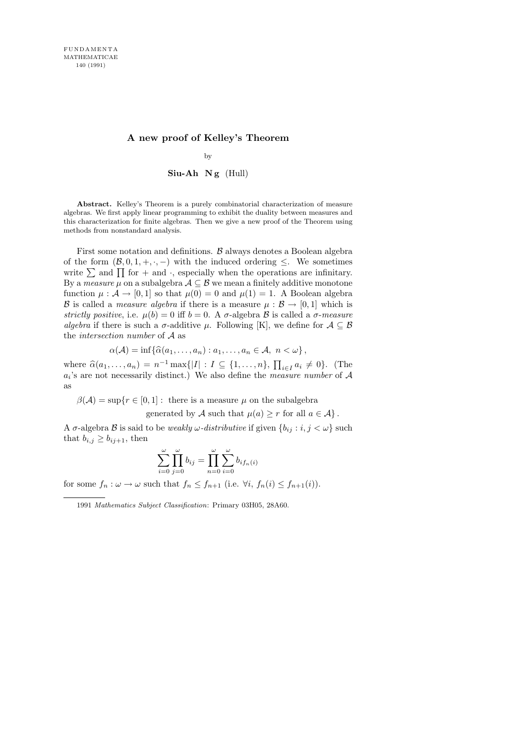# A new proof of Kelley's Theorem

by

**Siu-Ah Ng** (Hull)

**Abstract.** Kelley's Theorem is a purely combinatorial characterization of measure algebras. We first apply linear programming to exhibit the duality between measures and this characterization for finite algebras. Then we give a new proof of the Theorem using methods from nonstandard analysis.

First some notation and definitions. $\mathcal{B}$ always denotes a Boolean algebra of the form $(\mathcal{B}, 0, 1, +, \cdot, -)$ with the induced ordering $\leq$. We sometimes write $\sum$ and $\prod$ for $+$ and $\cdot$, especially when the operations are infinitary. By a *measure* $\mu$ on a subalgebra $\mathcal{A} \subseteq \mathcal{B}$ we mean a finitely additive monotone function $\mu : \mathcal{A} \to [0, 1]$ so that $\mu(0) = 0$ and $\mu(1) = 1$. A Boolean algebra $\mathcal{B}$ is called a *measure algebra* if there is a measure $\mu : \mathcal{B} \to [0, 1]$ which is *strictly positive*, i.e. $\mu(b) = 0$ iff $b = 0$. A $\sigma$-algebra $\mathcal{B}$ is called a $\sigma$-*measure algebra* if there is such a $\sigma$-additive $\mu$. Following [K], we define for $\mathcal{A} \subseteq \mathcal{B}$ the *intersection number* of $\mathcal{A}$ as

$$\alpha(\mathcal{A}) = \inf\{\widehat{\alpha}(a_1, \ldots, a_n) : a_1, \ldots, a_n \in \mathcal{A},\ n < \omega\},$$

where $\widehat{\alpha}(a_1, \ldots, a_n) = n^{-1} \max\{|I| : I \subseteq \{1, \ldots, n\},\ \prod_{i \in I} a_i \neq 0\}$. (The $a_i$'s are not necessarily distinct.) We also define the *measure number* of $\mathcal{A}$ as

$$\beta(\mathcal{A}) = \sup\{r \in [0,1] : \text{ there is a measure } \mu \text{ on the subalgebra generated by } \mathcal{A} \text{ such that } \mu(a) \geq r \text{ for all } a \in \mathcal{A}\}.$$

A $\sigma$-algebra $\mathcal{B}$ is said to be *weakly* $\omega$-*distributive* if given $\{b_{ij} : i, j < \omega\}$ such that $b_{i,j} \geq b_{ij+1}$, then

$$\sum_{i=0}^{\omega} \prod_{j=0}^{\omega} b_{ij} = \prod_{n=0}^{\omega} \sum_{i=0}^{\omega} b_{i f_n(i)}$$

for some $f_n : \omega \to \omega$ such that $f_n \leq f_{n+1}$ (i.e. $\forall i,\ f_n(i) \leq f_{n+1}(i)$).

---

1991 *Mathematics Subject Classification*: Primary 03H05, 28A60.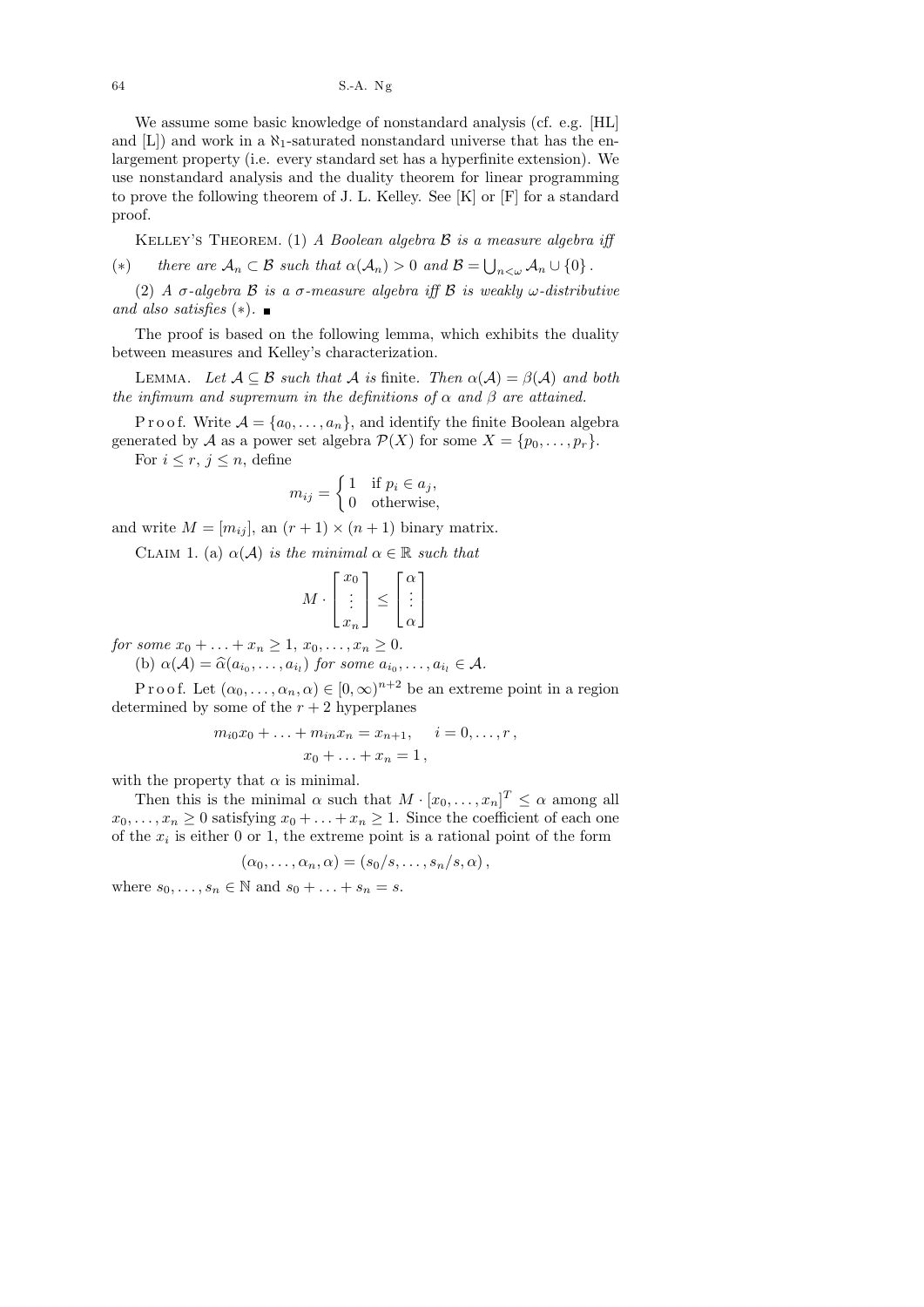We assume some basic knowledge of nonstandard analysis (cf. e.g. [HL] and [L]) and work in a $\aleph_1$-saturated nonstandard universe that has the enlargement property (i.e. every standard set has a hyperfinite extension). We use nonstandard analysis and the duality theorem for linear programming to prove the following theorem of J. L. Kelley. See [K] or [F] for a standard proof.

Kelley's Theorem. (1) *A Boolean algebra $\mathcal{B}$ is a measure algebra iff*

$(*)$ *there are $\mathcal{A}_n \subset \mathcal{B}$ such that $\alpha(\mathcal{A}_n) > 0$ and $\mathcal{B} = \bigcup_{n<\omega} \mathcal{A}_n \cup \{0\}$.*

(2) *A $\sigma$-algebra $\mathcal{B}$ is a $\sigma$-measure algebra iff $\mathcal{B}$ is weakly $\omega$-distributive and also satisfies $(*)$.* ∎

The proof is based on the following lemma, which exhibits the duality between measures and Kelley's characterization.

Lemma. *Let $\mathcal{A} \subseteq \mathcal{B}$ such that $\mathcal{A}$ is* finite. *Then $\alpha(\mathcal{A}) = \beta(\mathcal{A})$ and both the infimum and supremum in the definitions of $\alpha$ and $\beta$ are attained.*

Proof. Write $\mathcal{A} = \{a_0, \ldots, a_n\}$, and identify the finite Boolean algebra generated by $\mathcal{A}$ as a power set algebra $\mathcal{P}(X)$ for some $X = \{p_0, \ldots, p_r\}$.

For $i \le r$, $j \le n$, define

$$m_{ij} = \begin{cases} 1 & \text{if } p_i \in a_j, \\ 0 & \text{otherwise,} \end{cases}$$

and write $M = [m_{ij}]$, an $(r+1) \times (n+1)$ binary matrix.

Claim 1. (a) *$\alpha(\mathcal{A})$ is the minimal $\alpha \in \mathbb{R}$ such that*

$$M \cdot \begin{bmatrix} x_0 \\ \vdots \\ x_n \end{bmatrix} \le \begin{bmatrix} \alpha \\ \vdots \\ \alpha \end{bmatrix}$$

*for some $x_0 + \ldots + x_n \ge 1$, $x_0, \ldots, x_n \ge 0$.*

(b) *$\alpha(\mathcal{A}) = \widehat{\alpha}(a_{i_0}, \ldots, a_{i_l})$ for some $a_{i_0}, \ldots, a_{i_l} \in \mathcal{A}$.*

Proof. Let $(\alpha_0, \ldots, \alpha_n, \alpha) \in [0, \infty)^{n+2}$ be an extreme point in a region determined by some of the $r+2$ hyperplanes

$$m_{i0}x_0 + \ldots + m_{in}x_n = x_{n+1}, \quad i = 0, \ldots, r,$$
$$x_0 + \ldots + x_n = 1,$$

with the property that $\alpha$ is minimal.

Then this is the minimal $\alpha$ such that $M \cdot [x_0, \ldots, x_n]^T \le \alpha$ among all $x_0, \ldots, x_n \ge 0$ satisfying $x_0 + \ldots + x_n \ge 1$. Since the coefficient of each one of the $x_i$ is either 0 or 1, the extreme point is a rational point of the form

$$(\alpha_0, \ldots, \alpha_n, \alpha) = (s_0/s, \ldots, s_n/s, \alpha),$$

where $s_0, \ldots, s_n \in \mathbb{N}$ and $s_0 + \ldots + s_n = s$.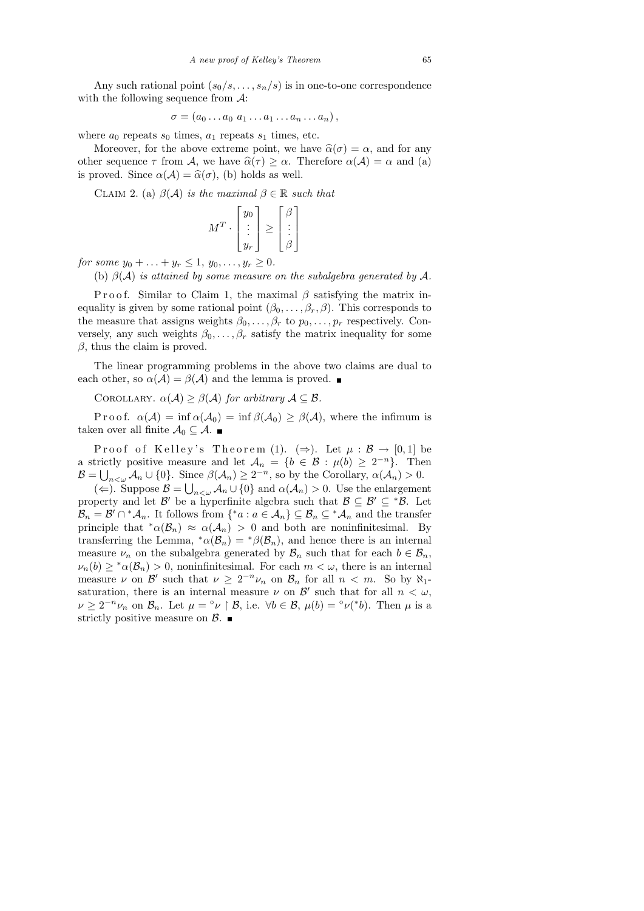Any such rational point $(s_0/s, \ldots, s_n/s)$ is in one-to-one correspondence with the following sequence from $\mathcal{A}$:

$$\sigma = (a_0 \ldots a_0 \; a_1 \ldots a_1 \ldots a_n \ldots a_n)\,,$$

where $a_0$ repeats $s_0$ times, $a_1$ repeats $s_1$ times, etc.

Moreover, for the above extreme point, we have $\widehat{\alpha}(\sigma) = \alpha$, and for any other sequence $\tau$ from $\mathcal{A}$, we have $\widehat{\alpha}(\tau) \geq \alpha$. Therefore $\alpha(\mathcal{A}) = \alpha$ and (a) is proved. Since $\alpha(\mathcal{A}) = \widehat{\alpha}(\sigma)$, (b) holds as well.

Claim 2. (a) *$\beta(\mathcal{A})$ is the maximal $\beta \in \mathbb{R}$ such that*

$$M^T \cdot \begin{bmatrix} y_0 \\ \vdots \\ y_r \end{bmatrix} \geq \begin{bmatrix} \beta \\ \vdots \\ \beta \end{bmatrix}$$

*for some $y_0 + \ldots + y_r \leq 1$, $y_0, \ldots, y_r \geq 0$.*

(b) *$\beta(\mathcal{A})$ is attained by some measure on the subalgebra generated by $\mathcal{A}$.*

Proof. Similar to Claim 1, the maximal $\beta$ satisfying the matrix inequality is given by some rational point $(\beta_0, \ldots, \beta_r, \beta)$. This corresponds to the measure that assigns weights $\beta_0, \ldots, \beta_r$ to $p_0, \ldots, p_r$ respectively. Conversely, any such weights $\beta_0, \ldots, \beta_r$ satisfy the matrix inequality for some $\beta$, thus the claim is proved.

The linear programming problems in the above two claims are dual to each other, so $\alpha(\mathcal{A}) = \beta(\mathcal{A})$ and the lemma is proved. ∎

Corollary. *$\alpha(\mathcal{A}) \geq \beta(\mathcal{A})$ for arbitrary $\mathcal{A} \subseteq \mathcal{B}$.*

Proof. $\alpha(\mathcal{A}) = \inf \alpha(\mathcal{A}_0) = \inf \beta(\mathcal{A}_0) \geq \beta(\mathcal{A})$, where the infimum is taken over all finite $\mathcal{A}_0 \subseteq \mathcal{A}$. ∎

Proof of Kelley's Theorem (1). ($\Rightarrow$). Let $\mu : \mathcal{B} \to [0,1]$ be a strictly positive measure and let $\mathcal{A}_n = \{b \in \mathcal{B} : \mu(b) \geq 2^{-n}\}$. Then $\mathcal{B} = \bigcup_{n<\omega} \mathcal{A}_n \cup \{0\}$. Since $\beta(\mathcal{A}_n) \geq 2^{-n}$, so by the Corollary, $\alpha(\mathcal{A}_n) > 0$.

($\Leftarrow$). Suppose $\mathcal{B} = \bigcup_{n<\omega} \mathcal{A}_n \cup \{0\}$ and $\alpha(\mathcal{A}_n) > 0$. Use the enlargement property and let $\mathcal{B}'$ be a hyperfinite algebra such that $\mathcal{B} \subseteq \mathcal{B}' \subseteq {}^*\mathcal{B}$. Let $\mathcal{B}_n = \mathcal{B}' \cap {}^*\mathcal{A}_n$. It follows from $\{{}^*a : a \in \mathcal{A}_n\} \subseteq \mathcal{B}_n \subseteq {}^*\mathcal{A}_n$ and the transfer principle that ${}^*\alpha(\mathcal{B}_n) \approx \alpha(\mathcal{A}_n) > 0$ and both are noninfinitesimal. By transferring the Lemma, ${}^*\alpha(\mathcal{B}_n) = {}^*\beta(\mathcal{B}_n)$, and hence there is an internal measure $\nu_n$ on the subalgebra generated by $\mathcal{B}_n$ such that for each $b \in \mathcal{B}_n$, $\nu_n(b) \geq {}^*\alpha(\mathcal{B}_n) > 0$, noninfinitesimal. For each $m < \omega$, there is an internal measure $\nu$ on $\mathcal{B}'$ such that $\nu \geq 2^{-n}\nu_n$ on $\mathcal{B}_n$ for all $n < m$. So by $\aleph_1$-saturation, there is an internal measure $\nu$ on $\mathcal{B}'$ such that for all $n < \omega$, $\nu \geq 2^{-n}\nu_n$ on $\mathcal{B}_n$. Let $\mu = {}^\circ\nu \restriction \mathcal{B}$, i.e. $\forall b \in \mathcal{B}$, $\mu(b) = {}^\circ\nu({}^*b)$. Then $\mu$ is a strictly positive measure on $\mathcal{B}$. ∎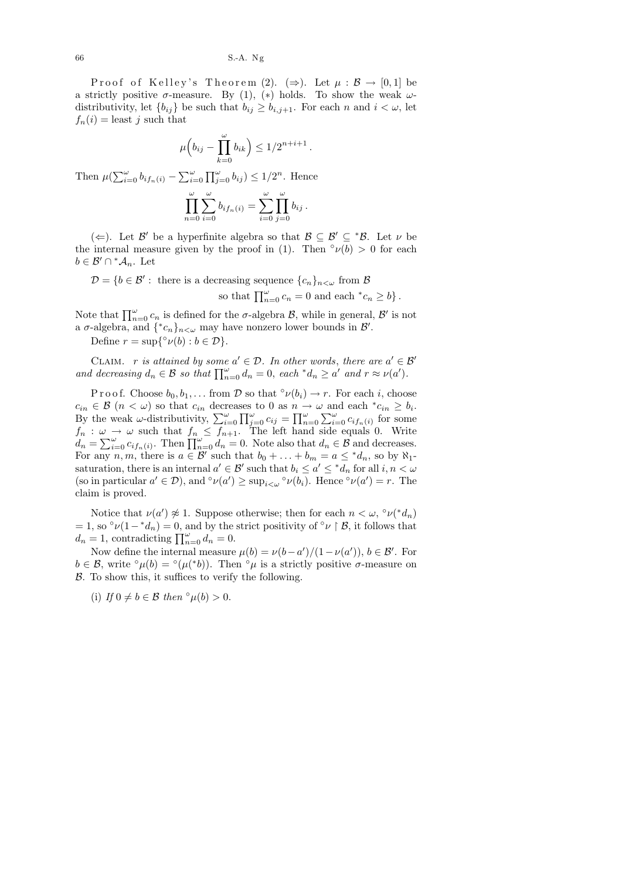P r o o f  o f  K e l l e y ' s  T h e o r e m (2). ($\Rightarrow$). Let $\mu : \mathcal{B} \to [0,1]$ be a strictly positive $\sigma$-measure. By (1), $(*)$ holds. To show the weak $\omega$-distributivity, let $\{b_{ij}\}$ be such that $b_{ij} \geq b_{i,j+1}$. For each $n$ and $i < \omega$, let $f_n(i) =$ least $j$ such that

$$\mu\Big(b_{ij} - \prod_{k=0}^{\omega} b_{ik}\Big) \leq 1/2^{n+i+1}\,.$$

Then $\mu(\sum_{i=0}^{\omega} b_{if_n(i)} - \sum_{i=0}^{\omega}\prod_{j=0}^{\omega} b_{ij}) \leq 1/2^n$. Hence

$$\prod_{n=0}^{\omega}\sum_{i=0}^{\omega} b_{if_n(i)} = \sum_{i=0}^{\omega}\prod_{j=0}^{\omega} b_{ij}\,.$$

($\Leftarrow$). Let $\mathcal{B}'$ be a hyperfinite algebra so that $\mathcal{B} \subseteq \mathcal{B}' \subseteq {}^*\mathcal{B}$. Let $\nu$ be the internal measure given by the proof in (1). Then ${}^\circ\nu(b) > 0$ for each $b \in \mathcal{B}' \cap {}^*\mathcal{A}_n$. Let

$$\mathcal{D} = \{b \in \mathcal{B}' : \text{ there is a decreasing sequence } \{c_n\}_{n<\omega} \text{ from } \mathcal{B} \text{ so that } \textstyle\prod_{n=0}^{\omega} c_n = 0 \text{ and each } {}^*c_n \geq b\}\,.$$

Note that $\prod_{n=0}^{\omega} c_n$ is defined for the $\sigma$-algebra $\mathcal{B}$, while in general, $\mathcal{B}'$ is not a $\sigma$-algebra, and $\{{}^*c_n\}_{n<\omega}$ may have nonzero lower bounds in $\mathcal{B}'$.

Define $r = \sup\{{}^\circ\nu(b) : b \in \mathcal{D}\}$.

C LAIM. *$r$ is attained by some $a' \in \mathcal{D}$. In other words, there are $a' \in \mathcal{B}'$ and decreasing $d_n \in \mathcal{B}$ so that $\prod_{n=0}^{\omega} d_n = 0$, each ${}^*d_n \geq a'$ and $r \approx \nu(a')$.*

P r o o f. Choose $b_0, b_1, \ldots$ from $\mathcal{D}$ so that ${}^\circ\nu(b_i) \to r$. For each $i$, choose $c_{in} \in \mathcal{B}$ ($n < \omega$) so that $c_{in}$ decreases to 0 as $n \to \omega$ and each ${}^*c_{in} \geq b_i$. By the weak $\omega$-distributivity, $\sum_{i=0}^{\omega}\prod_{j=0}^{\omega} c_{ij} = \prod_{n=0}^{\omega}\sum_{i=0}^{\omega} c_{if_n(i)}$ for some $f_n : \omega \to \omega$ such that $f_n \leq f_{n+1}$. The left hand side equals 0. Write $d_n = \sum_{i=0}^{\omega} c_{if_n(i)}$. Then $\prod_{n=0}^{\omega} d_n = 0$. Note also that $d_n \in \mathcal{B}$ and decreases. For any $n, m$, there is $a \in \mathcal{B}'$ such that $b_0 + \ldots + b_m = a \leq {}^*d_n$, so by $\aleph_1$-saturation, there is an internal $a' \in \mathcal{B}'$ such that $b_i \leq a' \leq {}^*d_n$ for all $i, n < \omega$ (so in particular $a' \in \mathcal{D}$), and ${}^\circ\nu(a') \geq \sup_{i<\omega} {}^\circ\nu(b_i)$. Hence ${}^\circ\nu(a') = r$. The claim is proved.

Notice that $\nu(a') \not\approx 1$. Suppose otherwise; then for each $n < \omega$, ${}^\circ\nu({}^*d_n) = 1$, so ${}^\circ\nu(1 - {}^*d_n) = 0$, and by the strict positivity of ${}^\circ\nu \restriction \mathcal{B}$, it follows that $d_n = 1$, contradicting $\prod_{n=0}^{\omega} d_n = 0$.

Now define the internal measure $\mu(b) = \nu(b - a')/(1 - \nu(a'))$, $b \in \mathcal{B}'$. For $b \in \mathcal{B}$, write ${}^\circ\mu(b) = {}^\circ(\mu({}^*b))$. Then ${}^\circ\mu$ is a strictly positive $\sigma$-measure on $\mathcal{B}$. To show this, it suffices to verify the following.

(i) *If $0 \neq b \in \mathcal{B}$ then ${}^\circ\mu(b) > 0$.*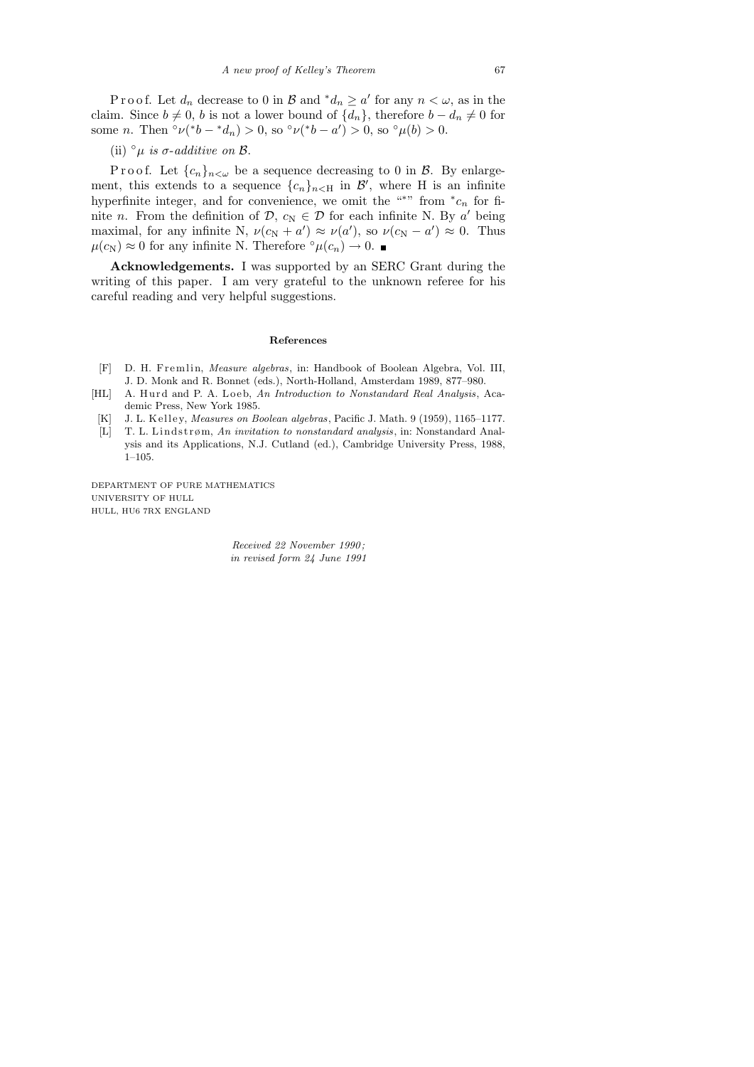P r o o f. Let $d_n$ decrease to 0 in $\mathcal{B}$ and ${}^*d_n \geq a'$ for any $n < \omega$, as in the claim. Since $b \neq 0$, $b$ is not a lower bound of $\{d_n\}$, therefore $b - d_n \neq 0$ for some $n$. Then ${}^\circ\nu({}^*b - {}^*d_n) > 0$, so ${}^\circ\nu({}^*b - a') > 0$, so ${}^\circ\mu(b) > 0$.

(ii) ${}^\circ\mu$ *is* $\sigma$*-additive on* $\mathcal{B}$.

P r o o f. Let $\{c_n\}_{n<\omega}$ be a sequence decreasing to 0 in $\mathcal{B}$. By enlargement, this extends to a sequence $\{c_n\}_{n<\mathrm{H}}$ in $\mathcal{B}'$, where H is an infinite hyperfinite integer, and for convenience, we omit the "*" from ${}^*c_n$ for finite $n$. From the definition of $\mathcal{D}$, $c_\mathrm{N} \in \mathcal{D}$ for each infinite N. By $a'$ being maximal, for any infinite N, $\nu(c_\mathrm{N} + a') \approx \nu(a')$, so $\nu(c_\mathrm{N} - a') \approx 0$. Thus $\mu(c_\mathrm{N}) \approx 0$ for any infinite N. Therefore ${}^\circ\mu(c_n) \to 0$. ∎

**Acknowledgements.** I was supported by an SERC Grant during the writing of this paper. I am very grateful to the unknown referee for his careful reading and very helpful suggestions.

#### References

[F] D. H. Fremlin, *Measure algebras*, in: Handbook of Boolean Algebra, Vol. III, J. D. Monk and R. Bonnet (eds.), North-Holland, Amsterdam 1989, 877–980.

[HL] A. Hurd and P. A. Loeb, *An Introduction to Nonstandard Real Analysis*, Academic Press, New York 1985.

[K] J. L. Kelley, *Measures on Boolean algebras*, Pacific J. Math. 9 (1959), 1165–1177.

[L] T. L. Lindstrøm, *An invitation to nonstandard analysis*, in: Nonstandard Analysis and its Applications, N.J. Cutland (ed.), Cambridge University Press, 1988, 1–105.

DEPARTMENT OF PURE MATHEMATICS
UNIVERSITY OF HULL
HULL, HU6 7RX ENGLAND

*Received 22 November 1990;*
*in revised form 24 June 1991*